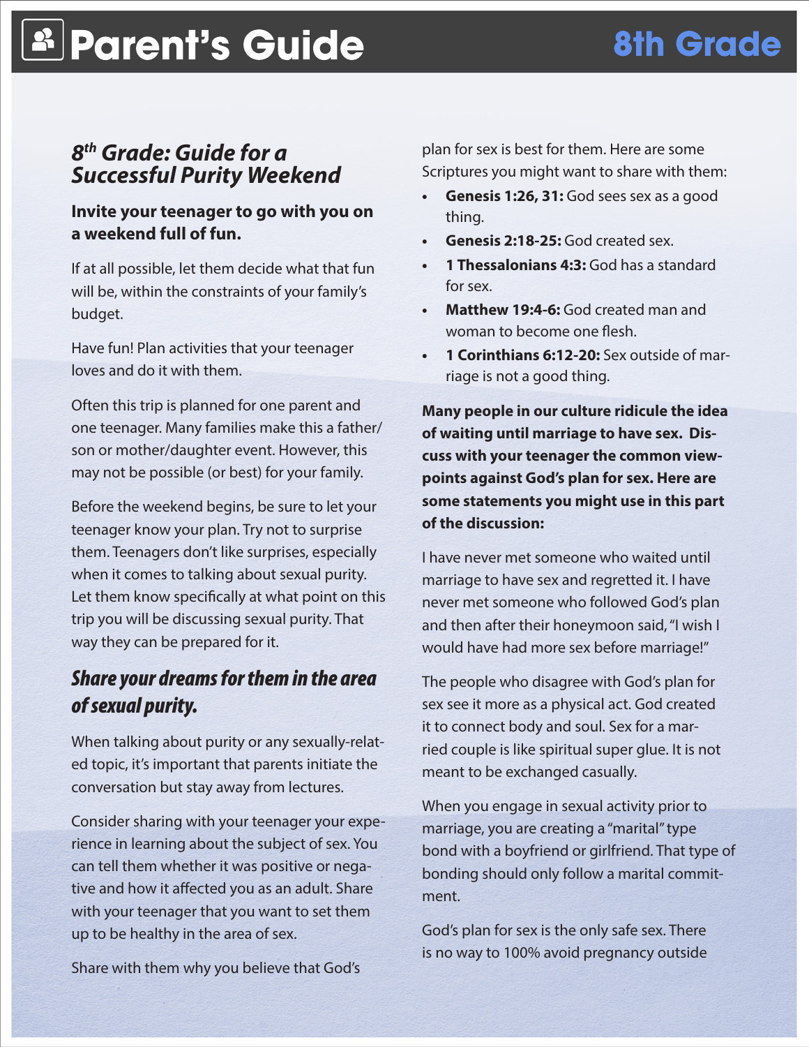# Parent's Guide — 8th Grade

## 8th Grade: Guide for a Successful Purity Weekend

**Invite your teenager to go with you on a weekend full of fun.**

If at all possible, let them decide what that fun will be, within the constraints of your family's budget.

Have fun! Plan activities that your teenager loves and do it with them.

Often this trip is planned for one parent and one teenager. Many families make this a father/son or mother/daughter event. However, this may not be possible (or best) for your family.

Before the weekend begins, be sure to let your teenager know your plan. Try not to surprise them. Teenagers don't like surprises, especially when it comes to talking about sexual purity. Let them know specifically at what point on this trip you will be discussing sexual purity. That way they can be prepared for it.

### *Share your dreams for them in the area of sexual purity.*

When talking about purity or any sexually-related topic, it's important that parents initiate the conversation but stay away from lectures.

Consider sharing with your teenager your experience in learning about the subject of sex. You can tell them whether it was positive or negative and how it affected you as an adult. Share with your teenager that you want to set them up to be healthy in the area of sex.

Share with them why you believe that God's plan for sex is best for them. Here are some Scriptures you might want to share with them:

- **Genesis 1:26, 31:** God sees sex as a good thing.
- **Genesis 2:18-25:** God created sex.
- **1 Thessalonians 4:3:** God has a standard for sex.
- **Matthew 19:4-6:** God created man and woman to become one flesh.
- **1 Corinthians 6:12-20:** Sex outside of marriage is not a good thing.

**Many people in our culture ridicule the idea of waiting until marriage to have sex. Discuss with your teenager the common viewpoints against God's plan for sex. Here are some statements you might use in this part of the discussion:**

I have never met someone who waited until marriage to have sex and regretted it. I have never met someone who followed God's plan and then after their honeymoon said, "I wish I would have had more sex before marriage!"

The people who disagree with God's plan for sex see it more as a physical act. God created it to connect body and soul. Sex for a married couple is like spiritual super glue. It is not meant to be exchanged casually.

When you engage in sexual activity prior to marriage, you are creating a "marital" type bond with a boyfriend or girlfriend. That type of bonding should only follow a marital commitment.

God's plan for sex is the only safe sex. There is no way to 100% avoid pregnancy outside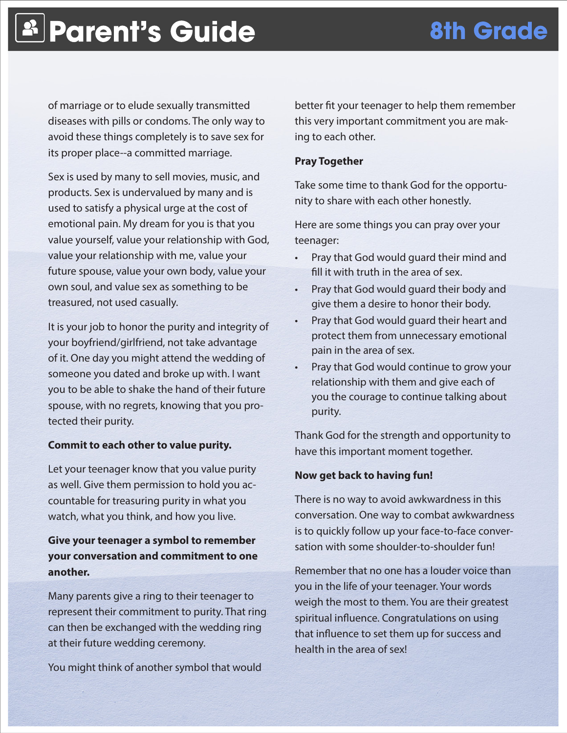of marriage or to elude sexually transmitted diseases with pills or condoms. The only way to avoid these things completely is to save sex for its proper place--a committed marriage.

Sex is used by many to sell movies, music, and products. Sex is undervalued by many and is used to satisfy a physical urge at the cost of emotional pain. My dream for you is that you value yourself, value your relationship with God, value your relationship with me, value your future spouse, value your own body, value your own soul, and value sex as something to be treasured, not used casually.

It is your job to honor the purity and integrity of your boyfriend/girlfriend, not take advantage of it. One day you might attend the wedding of someone you dated and broke up with. I want you to be able to shake the hand of their future spouse, with no regrets, knowing that you protected their purity.

**Commit to each other to value purity.**

Let your teenager know that you value purity as well. Give them permission to hold you accountable for treasuring purity in what you watch, what you think, and how you live.

**Give your teenager a symbol to remember your conversation and commitment to one another.**

Many parents give a ring to their teenager to represent their commitment to purity. That ring can then be exchanged with the wedding ring at their future wedding ceremony.

You might think of another symbol that would better fit your teenager to help them remember this very important commitment you are making to each other.

**Pray Together**

Take some time to thank God for the opportunity to share with each other honestly.

Here are some things you can pray over your teenager:

- Pray that God would guard their mind and fill it with truth in the area of sex.
- Pray that God would guard their body and give them a desire to honor their body.
- Pray that God would guard their heart and protect them from unnecessary emotional pain in the area of sex.
- Pray that God would continue to grow your relationship with them and give each of you the courage to continue talking about purity.

Thank God for the strength and opportunity to have this important moment together.

**Now get back to having fun!**

There is no way to avoid awkwardness in this conversation. One way to combat awkwardness is to quickly follow up your face-to-face conversation with some shoulder-to-shoulder fun!

Remember that no one has a louder voice than you in the life of your teenager. Your words weigh the most to them. You are their greatest spiritual influence. Congratulations on using that influence to set them up for success and health in the area of sex!